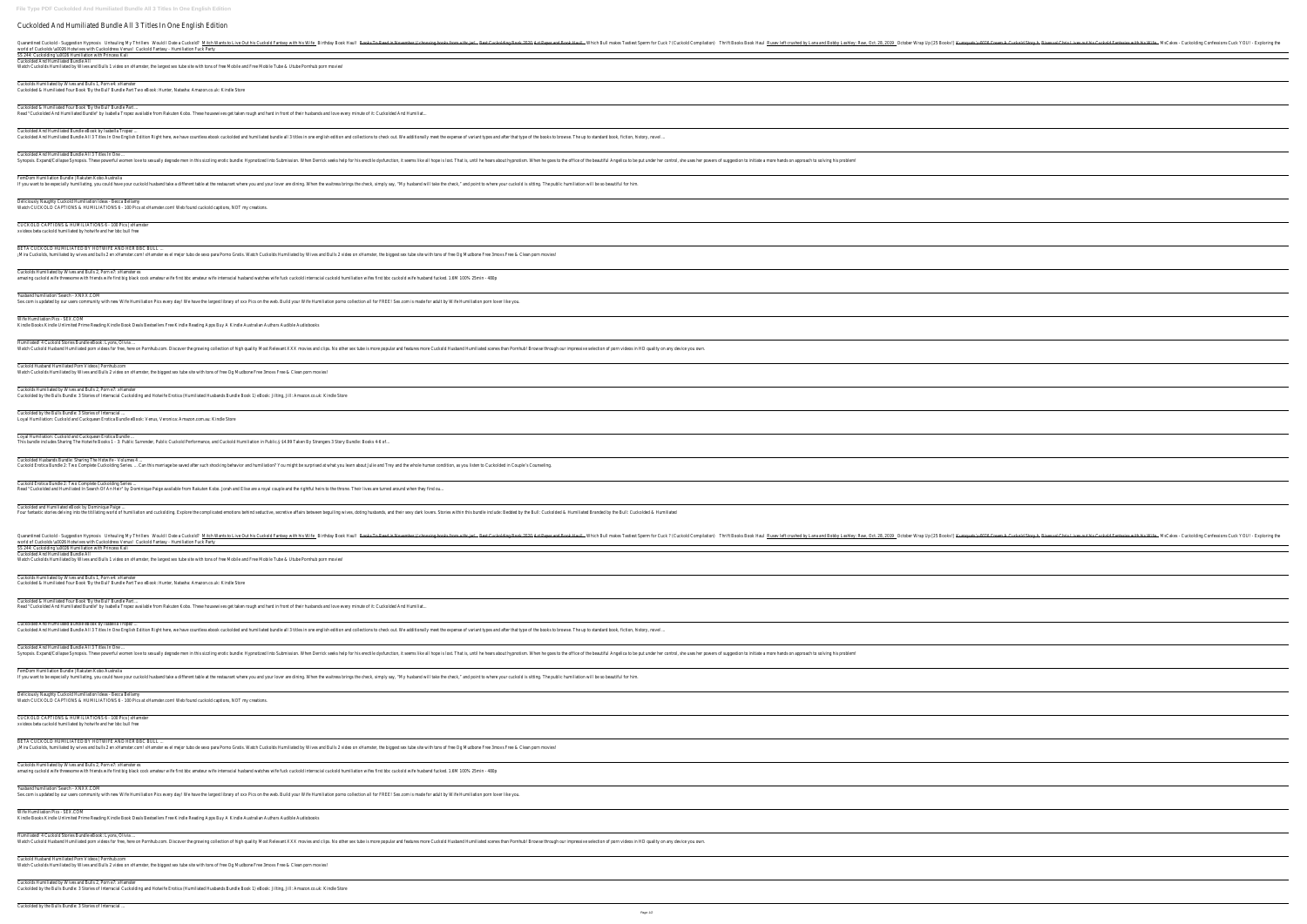# Cuckolded And Humiliated Bundle All 3 Titles In One English Edition

Quarantined Cuckold - Suggestion Hypnosis Unfealing My Thrillers Would I Date a Cuckold? Mitch Wants to Live Out his Cuckold Fantasy with his Wife Birthday Book Haul! Books To Read in November | choosing books from a tbr jar!... Best Cuckolding Book 2020 Art Paper and Book Haul!... Which Bull makes Tastiest Sperm for Cuck ? (Cuckold Compilation) Thrift Books Book Haul Busey left crushed by Lana and Bobby Lashley: Raw, Oct. 28, 2019 October Wrap Up [25 Books!] Kumquats \u0026 Crown A Cuckold Story A Bisexual Chris Lives out his Cuckold Fantasies with his Wife - McCakes - Cuckolding Confessions Cuck YOU! - Exploring the world of Cuckolds \u0026 Hotwives with Cuckoldress Venus! Cuckold Fantasy - Humiliation Fuck Party

SS 244: Cuckolding \u0026 Humiliation with Princess Kali

Cuckolded And Humiliated Bundle All
Watch Cuckolds Humiliated by Wives and Bulls 1 video on xHamster, the largest sex tube site with tons of free Mobile and Free Mobile Tube & Utube Pornhub porn movies!

Cuckolds Humiliated by Wives and Bulls 1, Porn e4: xHamster
Cuckolded & Humiliated Four Book 'By the Bull' Bundle Part Two eBook: Hunter, Natasha: Amazon.co.uk: Kindle Store

Cuckolded & Humiliated Four Book 'By the Bull' Bundle Part ...
Read "Cuckolded And Humiliated Bundle" by Isabella Tropez available from Rakuten Kobo. These housewives get taken rough and hard in front of their husbands and love every minute of it: Cuckolded And Humiliat...

Cuckolded And Humiliated Bundle eBook by Isabella Tropez ...
Cuckolded And Humiliated Bundle All 3 Titles In One English Edition Right here, we have countless ebook cuckolded and humiliated bundle all 3 titles in one english edition and collections to check out. We additionally meet the expense of variant types and after that type of the books to browse. The up to standard book, fiction, history, novel ...

Cuckolded And Humiliated Bundle All 3 Titles In One ...
Synopsis. Expand/Collapse Synopsis. These powerful women love to sexually degrade men in this sizzling erotic bundle: Hypnotized Into Submission. When Derrick seeks help for his erectile dysfunction, it seems like all hope is lost. That is, until he hears about hypnotism. When he goes to the office of the beautiful Angelica to be put under her control, she uses her powers of suggestion to initiate a more hands on approach to solving his problem!

FemDom Humiliation Bundle | Rakuten Kobo Australia
If you want to be especially humiliating, you could have your cuckold husband take a different table at the restaurant where you and your lover are dining. When the waitress brings the check, simply say, "My husband will take the check," and point to where your cuckold is sitting. The public humiliation will be so beautiful for him.

Deliciously Naughty Cuckold Humiliation Ideas - Becca Bellamy
Watch CUCKOLD CAPTIONS & HUMILIATIONS 6 - 100 Pics at xHamster.com! Web found cuckold captions, NOT my creations.

CUCKOLD CAPTIONS & HUMILIATIONS 6 - 100 Pics | xHamster
xvideos beta cuckold humiliated by hotwife and her bbc bull free

BETA CUCKOLD HUMILIATED BY HOTWIFE AND HER BBC BULL ...
¡Mira Cuckolds, humiliated by wives and bulls 2 en xHamster.com! xHamster es el mejor tubo de sexo para Porno Gratis. Watch Cuckolds Humiliated by Wives and Bulls 2 video on xHamster, the biggest sex tube site with tons of free Og Mudbone Free 3movs Free & Clean porn movies!

Cuckolds Humiliated by Wives and Bulls 2, Porn e7: xHamster es
amazing cuckold wife threesome with friends wife first big black cock amateur wife first bbc amateur wife interracial husband watches wife fuck cuckold interracial cuckold humiliation wifes first bbc cuckold wife husband fucked. 1.6M 100% 25min - 480p

'husband humiliation' Search - XNXX.COM
Sex.com is updated by our users community with new Wife Humiliation Pics every day! We have the largest library of xxx Pics on the web. Build your Wife Humiliation porno collection all for FREE! Sex.com is made for adult by Wife Humiliation porn lover like you.

Wife Humiliation Pics - SEX.COM
Kindle Books Kindle Unlimited Prime Reading Kindle Book Deals Bestsellers Free Kindle Reading Apps Buy A Kindle Australian Authors Audible Audiobooks

Humiliated!: 4 Cuckold Stories Bundle eBook: Lyons, Olivia ...
Watch Cuckold Husband Humiliated porn videos for free, here on Pornhub.com. Discover the growing collection of high quality Most Relevant XXX movies and clips. No other sex tube is more popular and features more Cuckold Husband Humiliated scenes than Pornhub! Browse through our impressive selection of porn videos in HD quality on any device you own.

Cuckold Husband Humiliated Porn Videos | Pornhub.com
Watch Cuckolds Humiliated by Wives and Bulls 2 video on xHamster, the biggest sex tube site with tons of free Og Mudbone Free 3movs Free & Clean porn movies!

Cuckolds Humiliated by Wives and Bulls 2, Porn e7: xHamster
Cuckolded by the Bulls Bundle: 3 Stories of Interracial Cuckolding and Hotwife Erotica (Humiliated Husbands Bundle Book 1) eBook: Jilting, Jill: Amazon.co.uk: Kindle Store

Cuckolded by the Bulls Bundle: 3 Stories of Interracial ...
Loyal Humiliation: Cuckold and Cuckquean Erotica Bundle eBook: Venus, Veronica: Amazon.com.au: Kindle Store

Loyal Humiliation: Cuckold and Cuckquean Erotica Bundle ...
This bundle includes Sharing The Hotwife Books 1 - 3: Public Surrender, Public Cuckold Performance, and Cuckold Humiliation in Public (\$4.99 Taken By Strangers 3 Story Bundle: Books 4-6 of...

Cuckolded Husbands Bundle: Sharing The Hotwife - Volumes 4 ...
Cuckold Erotica Bundle 2: Two Complete Cuckolding Series. ... Can this marriage be saved after such shocking behavior and humiliation? You might be surprised at what you learn about Julie and Trey and the whole human condition, as you listen to Cuckolded in Couple's Counseling.

Cuckold Erotica Bundle 2: Two Complete Cuckolding Series ...
Read "Cuckolded and Humiliated In Search Of An Heir" by Dominique Paige available from Rakuten Kobo. Jorah and Elise are a royal couple and the rightful heirs to the throne. Their lives are turned around when they find ou...

Cuckolded and Humiliated eBook by Dominique Paige ...
Four fantastic stories delving into the titillating world of humiliation and cuckolding. Explore the complicated emotions behind seductive, secretive affairs between beguiling wives, doting husbands, and their sexy dark lovers. Stories within this bundle include: Bedded by the Bull: Cuckolded & Humiliated Branded by the Bull: Cuckolded & Humiliated

Quarantined Cuckold - Suggestion Hypnosis Unfealing My Thrillers Would I Date a Cuckold? Mitch Wants to Live Out his Cuckold Fantasy with his Wife Birthday Book Haul! Books To Read in November | choosing books from a tbr jar!... Best Cuckolding Book 2020 Art Paper and Book Haul!... Which Bull makes Tastiest Sperm for Cuck ? (Cuckold Compilation) Thrift Books Book Haul Busey left crushed by Lana and Bobby Lashley: Raw, Oct. 28, 2019 October Wrap Up [25 Books!] Kumquats \u0026 Crown A Cuckold Story A Bisexual Chris Lives out his Cuckold Fantasies with his Wife - McCakes - Cuckolding Confessions Cuck YOU! - Exploring the world of Cuckolds \u0026 Hotwives with Cuckoldress Venus! Cuckold Fantasy - Humiliation Fuck Party

SS 244: Cuckolding \u0026 Humiliation with Princess Kali

Cuckolded And Humiliated Bundle All
Watch Cuckolds Humiliated by Wives and Bulls 1 video on xHamster, the largest sex tube site with tons of free Mobile and Free Mobile Tube & Utube Pornhub porn movies!

Cuckolds Humiliated by Wives and Bulls 1, Porn e4: xHamster
Cuckolded & Humiliated Four Book 'By the Bull' Bundle Part Two eBook: Hunter, Natasha: Amazon.co.uk: Kindle Store

Cuckolded & Humiliated Four Book 'By the Bull' Bundle Part ...
Read "Cuckolded And Humiliated Bundle" by Isabella Tropez available from Rakuten Kobo. These housewives get taken rough and hard in front of their husbands and love every minute of it: Cuckolded And Humiliat...

Cuckolded And Humiliated Bundle eBook by Isabella Tropez ...
Cuckolded And Humiliated Bundle All 3 Titles In One English Edition Right here, we have countless ebook cuckolded and humiliated bundle all 3 titles in one english edition and collections to check out. We additionally meet the expense of variant types and after that type of the books to browse. The up to standard book, fiction, history, novel ...

Cuckolded And Humiliated Bundle All 3 Titles In One ...
Synopsis. Expand/Collapse Synopsis. These powerful women love to sexually degrade men in this sizzling erotic bundle: Hypnotized Into Submission. When Derrick seeks help for his erectile dysfunction, it seems like all hope is lost. That is, until he hears about hypnotism. When he goes to the office of the beautiful Angelica to be put under her control, she uses her powers of suggestion to initiate a more hands on approach to solving his problem!

FemDom Humiliation Bundle | Rakuten Kobo Australia
If you want to be especially humiliating, you could have your cuckold husband take a different table at the restaurant where you and your lover are dining. When the waitress brings the check, simply say, "My husband will take the check," and point to where your cuckold is sitting. The public humiliation will be so beautiful for him.

Deliciously Naughty Cuckold Humiliation Ideas - Becca Bellamy
Watch CUCKOLD CAPTIONS & HUMILIATIONS 6 - 100 Pics at xHamster.com! Web found cuckold captions, NOT my creations.

CUCKOLD CAPTIONS & HUMILIATIONS 6 - 100 Pics | xHamster
xvideos beta cuckold humiliated by hotwife and her bbc bull free

BETA CUCKOLD HUMILIATED BY HOTWIFE AND HER BBC BULL ...
¡Mira Cuckolds, humiliated by wives and bulls 2 en xHamster.com! xHamster es el mejor tubo de sexo para Porno Gratis. Watch Cuckolds Humiliated by Wives and Bulls 2 video on xHamster, the biggest sex tube site with tons of free Og Mudbone Free 3movs Free & Clean porn movies!

Cuckolds Humiliated by Wives and Bulls 2, Porn e7: xHamster es
amazing cuckold wife threesome with friends wife first big black cock amateur wife first bbc amateur wife interracial husband watches wife fuck cuckold interracial cuckold humiliation wifes first bbc cuckold wife husband fucked. 1.6M 100% 25min - 480p

'husband humiliation' Search - XNXX.COM
Sex.com is updated by our users community with new Wife Humiliation Pics every day! We have the largest library of xxx Pics on the web. Build your Wife Humiliation porno collection all for FREE! Sex.com is made for adult by Wife Humiliation porn lover like you.

Wife Humiliation Pics - SEX.COM
Kindle Books Kindle Unlimited Prime Reading Kindle Book Deals Bestsellers Free Kindle Reading Apps Buy A Kindle Australian Authors Audible Audiobooks

Humiliated!: 4 Cuckold Stories Bundle eBook: Lyons, Olivia ...
Watch Cuckold Husband Humiliated porn videos for free, here on Pornhub.com. Discover the growing collection of high quality Most Relevant XXX movies and clips. No other sex tube is more popular and features more Cuckold Husband Humiliated scenes than Pornhub! Browse through our impressive selection of porn videos in HD quality on any device you own.

Cuckold Husband Humiliated Porn Videos | Pornhub.com
Watch Cuckolds Humiliated by Wives and Bulls 2 video on xHamster, the biggest sex tube site with tons of free Og Mudbone Free 3movs Free & Clean porn movies!

Cuckolds Humiliated by Wives and Bulls 2, Porn e7: xHamster
Cuckolded by the Bulls Bundle: 3 Stories of Interracial Cuckolding and Hotwife Erotica (Humiliated Husbands Bundle Book 1) eBook: Jilting, Jill: Amazon.co.uk: Kindle Store

Cuckolded by the Bulls Bundle: 3 Stories of Interracial ...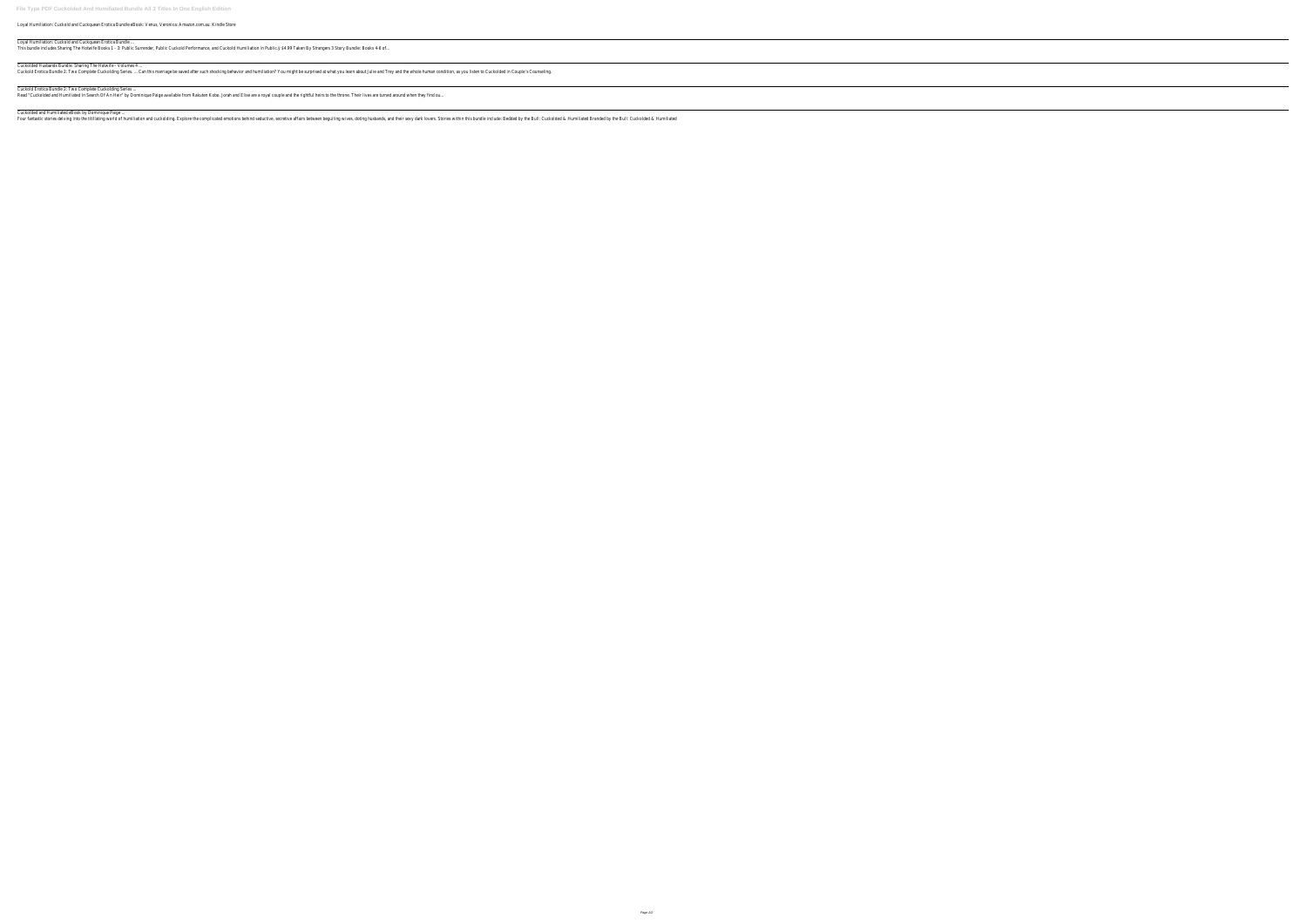Loyal Humiliation: Cuckold and Cuckquean Erotica Bundle eBook: Venus, Veronica: Amazon.com.au: Kindle Store

Loyal Humiliation: Cuckold and Cuckquean Erotica Bundle ...
This bundle includes Sharing The Hotwife Books 1 - 3: Public Surrender, Public Cuckold Performance, and Cuckold Humiliation in Public.| $4.99 Taken By Strangers 3 Story Bundle: Books 4-6 of...

Cuckolded Husbands Bundle: Sharing The Hotwife - Volumes 4 ...
Cuckold Erotica Bundle 2: Two Complete Cuckolding Series. ... Can this marriage be saved after such shocking behavior and humiliation? You might be surprised at what you learn about Julie and Trey and the whole human condition, as you listen to Cuckolded in Couple's Counseling.

Cuckold Erotica Bundle 2: Two Complete Cuckolding Series ...
Read "Cuckolded and Humiliated In Search Of An Heir" by Dominique Paige available from Rakuten Kobo. Jonah and Elise are a royal couple and the rightful heirs to the throne. Their lives are turned around when they find ou...

Cuckolded and Humiliated eBook by Dominique Paige ...
Four fantastic stories delving into the titillating world of humiliation and cuckolding. Explore the complicated emotions behind seductive, secretive affairs between beguiling wives, doting husbands, and their sexy dark lovers. Stories within this bundle include: Bedded by the Bull: Cuckolded & Humiliated Branded by the Bull: Cuckolded & Humiliated